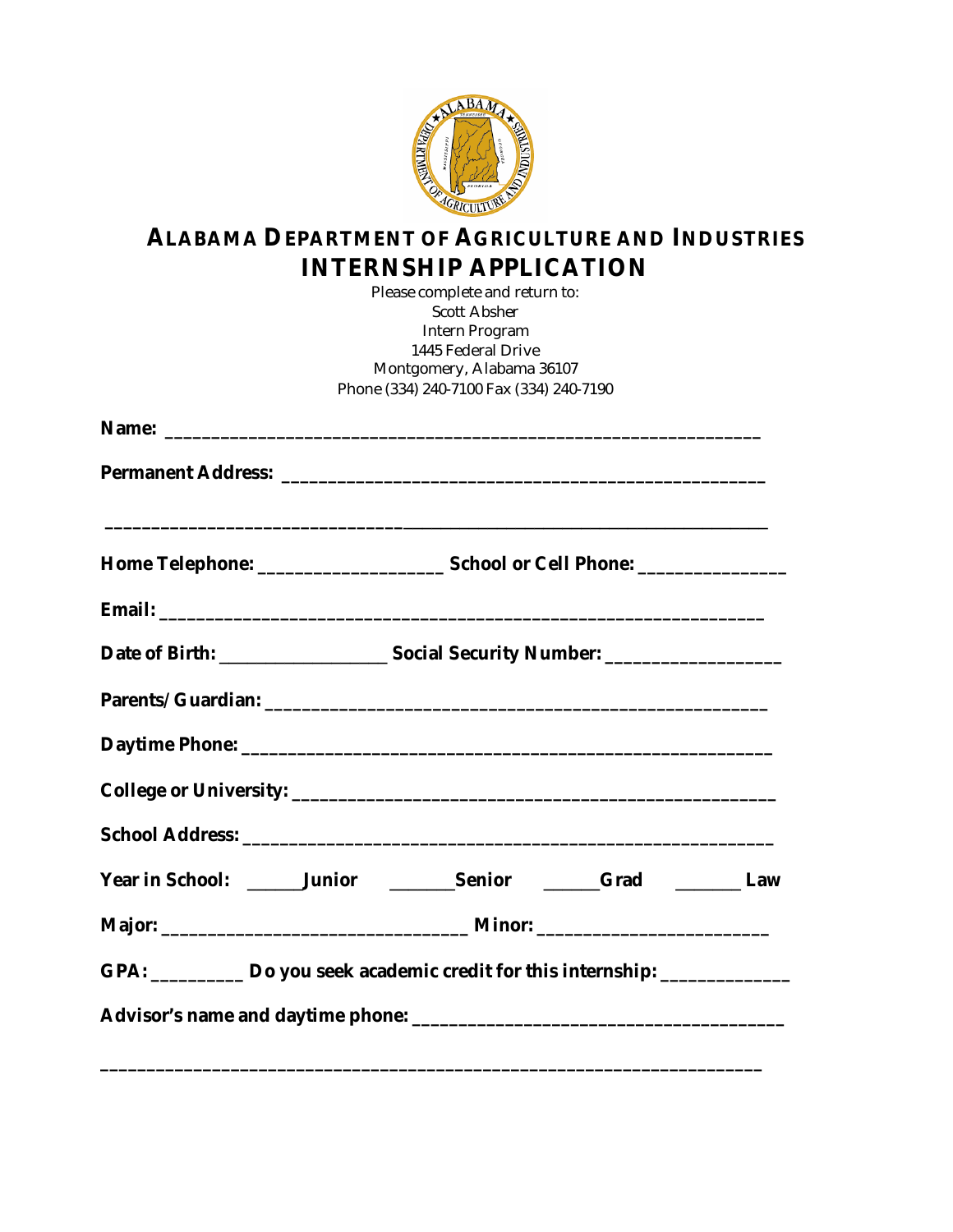# ALABAMA DEPARTMENT OF AGRICULTURE AND INDUSTRIES

## INTERNSHIP APPLICATION

Please complete and return to:
Scott Absher
Intern Program
1445 Federal Drive
Montgomery, Alabama 36107
Phone (334) 240-7100 Fax (334) 240-7190

**Name:** ______________________________________________________________

**Permanent Address:** ___________________________________________________

______________________________________________________________________

**Home Telephone:** ___________________ **School or Cell Phone:** _______________

**Email:** _____________________________________________________________

**Date of Birth:** __________________ **Social Security Number:** __________________

**Parents/Guardian:** ____________________________________________________

**Daytime Phone:** ______________________________________________________

**College or University:** _________________________________________________

**School Address:** _____________________________________________________

**Year in School:** ______**Junior** _______**Senior** ______**Grad** _______ **Law**

**Major:** _______________________________ **Minor:** _______________________

**GPA:** _________ **Do you seek academic credit for this internship:** _____________

**Advisor's name and daytime phone:** _____________________________________

______________________________________________________________________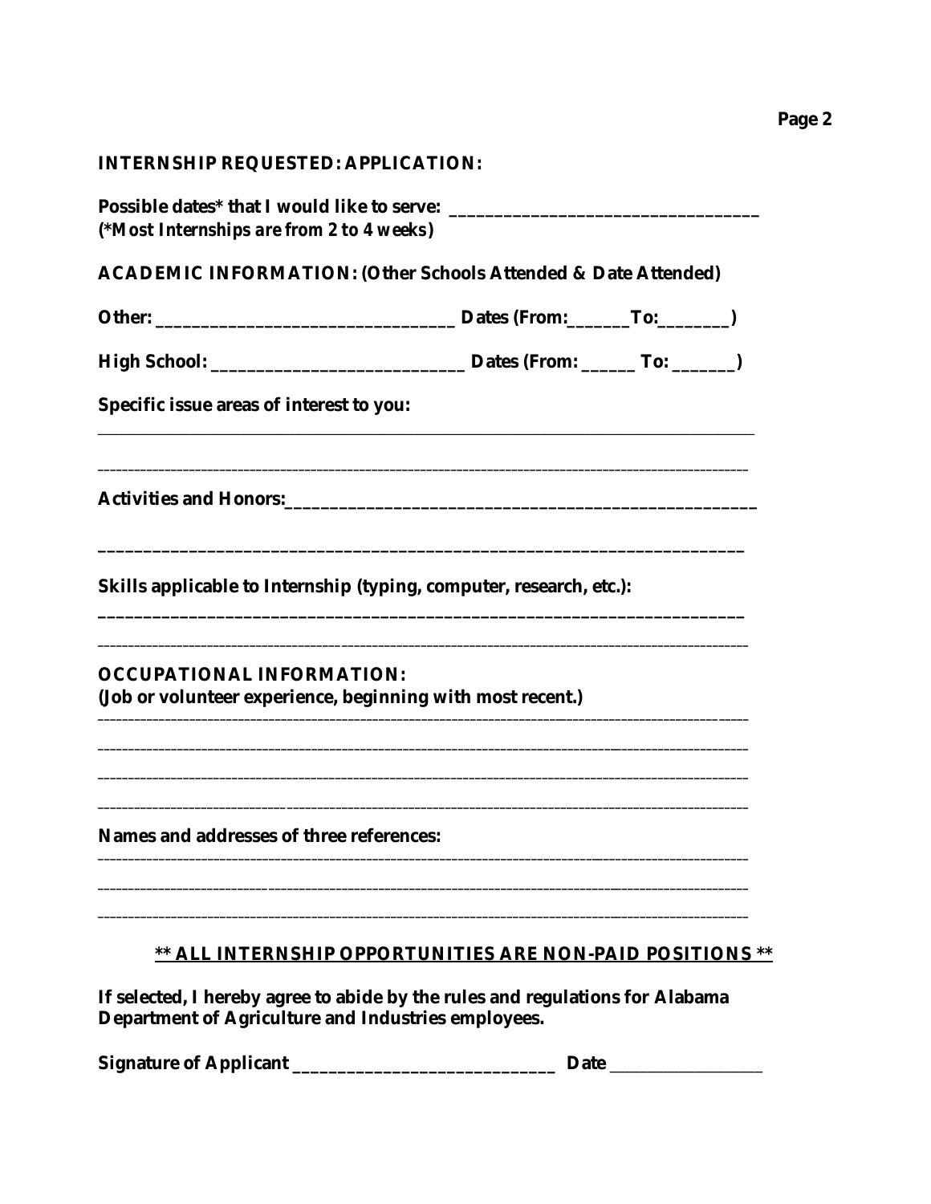**INTERNSHIP REQUESTED: APPLICATION:**

**Possible dates* that I would like to serve: ___________________________________**
***(*Most Internships are from 2 to 4 weeks)***

**ACADEMIC INFORMATION: (Other Schools Attended & Date Attended)**

**Other: _______________________________ Dates (From:______To:_______)**

**High School: __________________________ Dates (From: ______ To: _______)**

**Specific issue areas of interest to you:**

______________________________________________________________________________

______________________________________________________________________________

**Activities and Honors:___________________________________________________**

______________________________________________________________________________

**Skills applicable to Internship (typing, computer, research, etc.):**

______________________________________________________________________________

______________________________________________________________________________

**OCCUPATIONAL INFORMATION:**
**(Job or volunteer experience, beginning with most recent.)**

______________________________________________________________________________

______________________________________________________________________________

______________________________________________________________________________

______________________________________________________________________________

**Names and addresses of three references:**

______________________________________________________________________________

______________________________________________________________________________

______________________________________________________________________________

**<u>** ALL INTERNSHIP OPPORTUNITIES ARE NON-PAID POSITIONS **</u>**

**If selected, I hereby agree to abide by the rules and regulations for Alabama Department of Agriculture and Industries employees.**

**Signature of Applicant ____________________________ Date _______________**